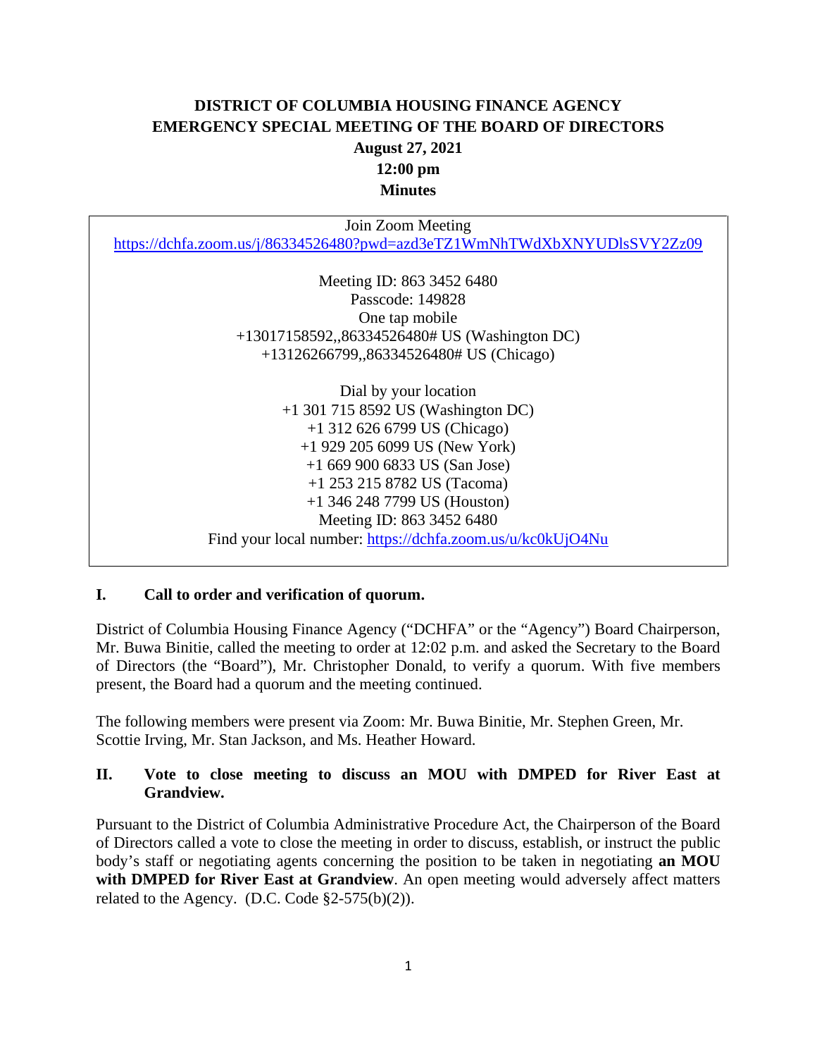**DISTRICT OF COLUMBIA HOUSING FINANCE AGENCY**
**EMERGENCY SPECIAL MEETING OF THE BOARD OF DIRECTORS**
**August 27, 2021**
**12:00 pm**
**Minutes**

Join Zoom Meeting
https://dchfa.zoom.us/j/86334526480?pwd=azd3eTZ1WmNhTWdXbXNYUDlsSVY2Zz09

Meeting ID: 863 3452 6480
Passcode: 149828
One tap mobile
+13017158592,,86334526480# US (Washington DC)
+13126266799,,86334526480# US (Chicago)

Dial by your location
+1 301 715 8592 US (Washington DC)
+1 312 626 6799 US (Chicago)
+1 929 205 6099 US (New York)
+1 669 900 6833 US (San Jose)
+1 253 215 8782 US (Tacoma)
+1 346 248 7799 US (Houston)
Meeting ID: 863 3452 6480
Find your local number: https://dchfa.zoom.us/u/kc0kUjO4Nu

## I. Call to order and verification of quorum.

District of Columbia Housing Finance Agency ("DCHFA" or the "Agency") Board Chairperson, Mr. Buwa Binitie, called the meeting to order at 12:02 p.m. and asked the Secretary to the Board of Directors (the "Board"), Mr. Christopher Donald, to verify a quorum. With five members present, the Board had a quorum and the meeting continued.

The following members were present via Zoom: Mr. Buwa Binitie, Mr. Stephen Green, Mr. Scottie Irving, Mr. Stan Jackson, and Ms. Heather Howard.

## II. Vote to close meeting to discuss an MOU with DMPED for River East at Grandview.

Pursuant to the District of Columbia Administrative Procedure Act, the Chairperson of the Board of Directors called a vote to close the meeting in order to discuss, establish, or instruct the public body's staff or negotiating agents concerning the position to be taken in negotiating **an MOU with DMPED for River East at Grandview**. An open meeting would adversely affect matters related to the Agency. (D.C. Code §2-575(b)(2)).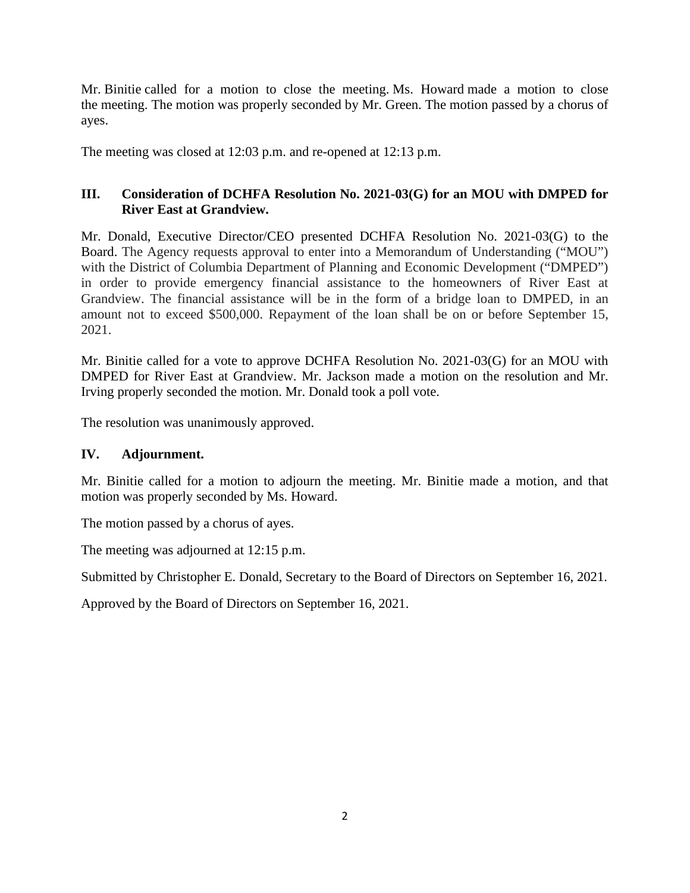Mr. Binitie called for a motion to close the meeting. Ms. Howard made a motion to close the meeting. The motion was properly seconded by Mr. Green. The motion passed by a chorus of ayes.

The meeting was closed at 12:03 p.m. and re-opened at 12:13 p.m.

## III. Consideration of DCHFA Resolution No. 2021-03(G) for an MOU with DMPED for River East at Grandview.

Mr. Donald, Executive Director/CEO presented DCHFA Resolution No. 2021-03(G) to the Board. The Agency requests approval to enter into a Memorandum of Understanding ("MOU") with the District of Columbia Department of Planning and Economic Development ("DMPED") in order to provide emergency financial assistance to the homeowners of River East at Grandview. The financial assistance will be in the form of a bridge loan to DMPED, in an amount not to exceed $500,000. Repayment of the loan shall be on or before September 15, 2021.

Mr. Binitie called for a vote to approve DCHFA Resolution No. 2021-03(G) for an MOU with DMPED for River East at Grandview. Mr. Jackson made a motion on the resolution and Mr. Irving properly seconded the motion. Mr. Donald took a poll vote.

The resolution was unanimously approved.

## IV. Adjournment.

Mr. Binitie called for a motion to adjourn the meeting. Mr. Binitie made a motion, and that motion was properly seconded by Ms. Howard.

The motion passed by a chorus of ayes.

The meeting was adjourned at 12:15 p.m.

Submitted by Christopher E. Donald, Secretary to the Board of Directors on September 16, 2021.

Approved by the Board of Directors on September 16, 2021.